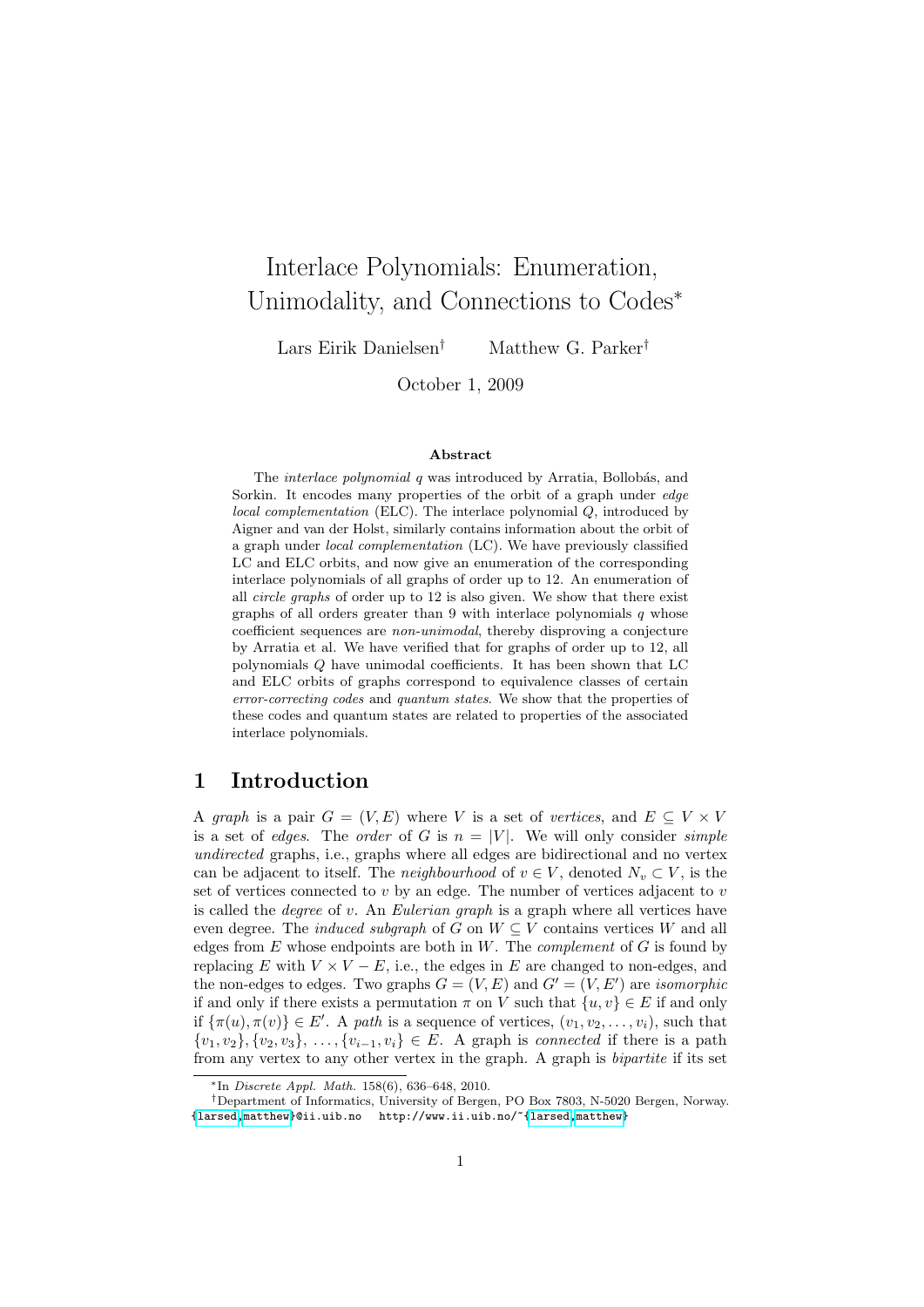# Interlace Polynomials: Enumeration, Unimodality, and Connections to Codes*

Lars Eirik Danielsen† Matthew G. Parker†

October 1, 2009

## Abstract

The *interlace polynomial* $q$ was introduced by Arratia, Bollobás, and Sorkin. It encodes many properties of the orbit of a graph under *edge local complementation* (ELC). The interlace polynomial $Q$, introduced by Aigner and van der Holst, similarly contains information about the orbit of a graph under *local complementation* (LC). We have previously classified LC and ELC orbits, and now give an enumeration of the corresponding interlace polynomials of all graphs of order up to 12. An enumeration of all *circle graphs* of order up to 12 is also given. We show that there exist graphs of all orders greater than 9 with interlace polynomials $q$ whose coefficient sequences are *non-unimodal*, thereby disproving a conjecture by Arratia et al. We have verified that for graphs of order up to 12, all polynomials $Q$ have unimodal coefficients. It has been shown that LC and ELC orbits of graphs correspond to equivalence classes of certain *error-correcting codes* and *quantum states*. We show that the properties of these codes and quantum states are related to properties of the associated interlace polynomials.

## 1 Introduction

A *graph* is a pair $G = (V, E)$ where $V$ is a set of *vertices*, and $E \subseteq V \times V$ is a set of *edges*. The *order* of $G$ is $n = |V|$. We will only consider *simple undirected* graphs, i.e., graphs where all edges are bidirectional and no vertex can be adjacent to itself. The *neighbourhood* of $v \in V$, denoted $N_v \subset V$, is the set of vertices connected to $v$ by an edge. The number of vertices adjacent to $v$ is called the *degree* of $v$. An *Eulerian graph* is a graph where all vertices have even degree. The *induced subgraph* of $G$ on $W \subseteq V$ contains vertices $W$ and all edges from $E$ whose endpoints are both in $W$. The *complement* of $G$ is found by replacing $E$ with $V \times V - E$, i.e., the edges in $E$ are changed to non-edges, and the non-edges to edges. Two graphs $G = (V, E)$ and $G' = (V, E')$ are *isomorphic* if and only if there exists a permutation $\pi$ on $V$ such that $\{u, v\} \in E$ if and only if $\{\pi(u), \pi(v)\} \in E'$. A *path* is a sequence of vertices, $(v_1, v_2, \ldots, v_i)$, such that $\{v_1, v_2\}, \{v_2, v_3\}, \ldots, \{v_{i-1}, v_i\} \in E$. A graph is *connected* if there is a path from any vertex to any other vertex in the graph. A graph is *bipartite* if its set

---

*In *Discrete Appl. Math.* 158(6), 636–648, 2010.

†Department of Informatics, University of Bergen, PO Box 7803, N-5020 Bergen, Norway. {larsed,matthew}@ii.uib.no http://www.ii.uib.no/~{larsed,matthew}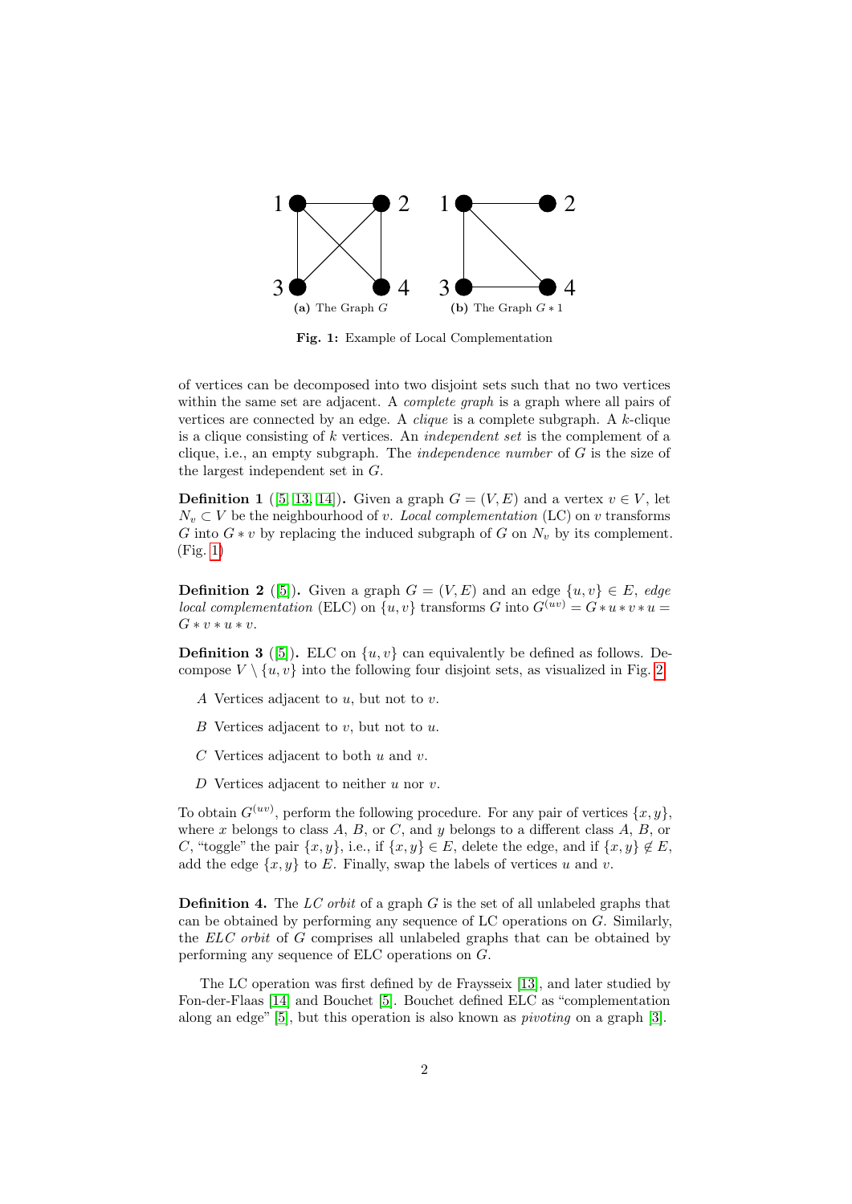(a) The Graph $G$ (b) The Graph $G * 1$

**Fig. 1:** Example of Local Complementation

of vertices can be decomposed into two disjoint sets such that no two vertices within the same set are adjacent. A *complete graph* is a graph where all pairs of vertices are connected by an edge. A *clique* is a complete subgraph. A $k$-clique is a clique consisting of $k$ vertices. An *independent set* is the complement of a clique, i.e., an empty subgraph. The *independence number* of $G$ is the size of the largest independent set in $G$.

**Definition 1** ([5, 13, 14])**.** Given a graph $G = (V, E)$ and a vertex $v \in V$, let $N_v \subset V$ be the neighbourhood of $v$. *Local complementation* (LC) on $v$ transforms $G$ into $G * v$ by replacing the induced subgraph of $G$ on $N_v$ by its complement. (Fig. 1)

**Definition 2** ([5])**.** Given a graph $G = (V, E)$ and an edge $\{u, v\} \in E$, *edge local complementation* (ELC) on $\{u, v\}$ transforms $G$ into $G^{(uv)} = G * u * v * u = G * v * u * v$.

**Definition 3** ([5])**.** ELC on $\{u, v\}$ can equivalently be defined as follows. Decompose $V \setminus \{u, v\}$ into the following four disjoint sets, as visualized in Fig. 2.

- $A$ Vertices adjacent to $u$, but not to $v$.
- $B$ Vertices adjacent to $v$, but not to $u$.
- $C$ Vertices adjacent to both $u$ and $v$.
- $D$ Vertices adjacent to neither $u$ nor $v$.

To obtain $G^{(uv)}$, perform the following procedure. For any pair of vertices $\{x, y\}$, where $x$ belongs to class $A$, $B$, or $C$, and $y$ belongs to a different class $A$, $B$, or $C$, "toggle" the pair $\{x, y\}$, i.e., if $\{x, y\} \in E$, delete the edge, and if $\{x, y\} \notin E$, add the edge $\{x, y\}$ to $E$. Finally, swap the labels of vertices $u$ and $v$.

**Definition 4.** The *LC orbit* of a graph $G$ is the set of all unlabeled graphs that can be obtained by performing any sequence of LC operations on $G$. Similarly, the *ELC orbit* of $G$ comprises all unlabeled graphs that can be obtained by performing any sequence of ELC operations on $G$.

The LC operation was first defined by de Fraysseix [13], and later studied by Fon-der-Flaas [14] and Bouchet [5]. Bouchet defined ELC as "complementation along an edge" [5], but this operation is also known as *pivoting* on a graph [3].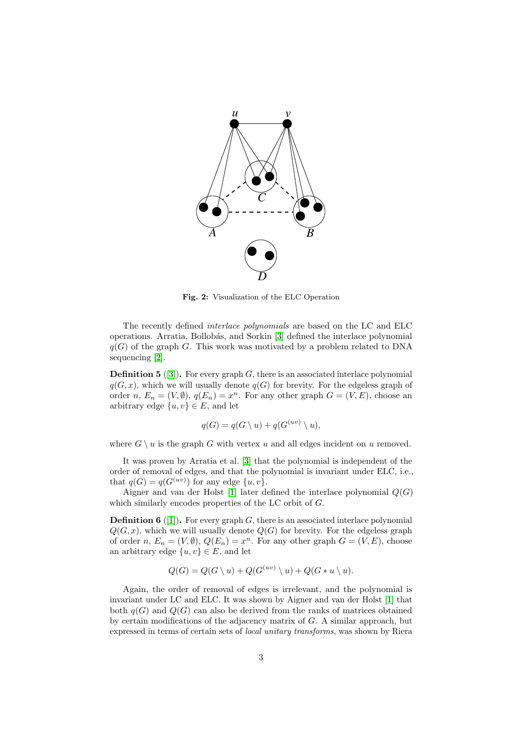**Fig. 2:** Visualization of the ELC Operation

The recently defined *interlace polynomials* are based on the LC and ELC operations. Arratia, Bollobás, and Sorkin [3] defined the interlace polynomial $q(G)$ of the graph $G$. This work was motivated by a problem related to DNA sequencing [2].

**Definition 5** ([3])**.** For every graph $G$, there is an associated interlace polynomial $q(G,x)$, which we will usually denote $q(G)$ for brevity. For the edgeless graph of order $n$, $E_n = (V, \emptyset)$, $q(E_n) = x^n$. For any other graph $G = (V,E)$, choose an arbitrary edge $\{u,v\} \in E$, and let

$$q(G) = q(G \setminus u) + q(G^{(uv)} \setminus u),$$

where $G \setminus u$ is the graph $G$ with vertex $u$ and all edges incident on $u$ removed.

It was proven by Arratia et al. [3] that the polynomial is independent of the order of removal of edges, and that the polynomial is invariant under ELC, i.e., that $q(G) = q(G^{(uv)})$ for any edge $\{u,v\}$.

Aigner and van der Holst [1] later defined the interlace polynomial $Q(G)$ which similarly encodes properties of the LC orbit of $G$.

**Definition 6** ([1])**.** For every graph $G$, there is an associated interlace polynomial $Q(G,x)$, which we will usually denote $Q(G)$ for brevity. For the edgeless graph of order $n$, $E_n = (V, \emptyset)$, $Q(E_n) = x^n$. For any other graph $G = (V,E)$, choose an arbitrary edge $\{u,v\} \in E$, and let

$$Q(G) = Q(G \setminus u) + Q(G^{(uv)} \setminus u) + Q(G * u \setminus u).$$

Again, the order of removal of edges is irrelevant, and the polynomial is invariant under LC and ELC. It was shown by Aigner and van der Holst [1] that both $q(G)$ and $Q(G)$ can also be derived from the ranks of matrices obtained by certain modifications of the adjacency matrix of $G$. A similar approach, but expressed in terms of certain sets of *local unitary transforms*, was shown by Riera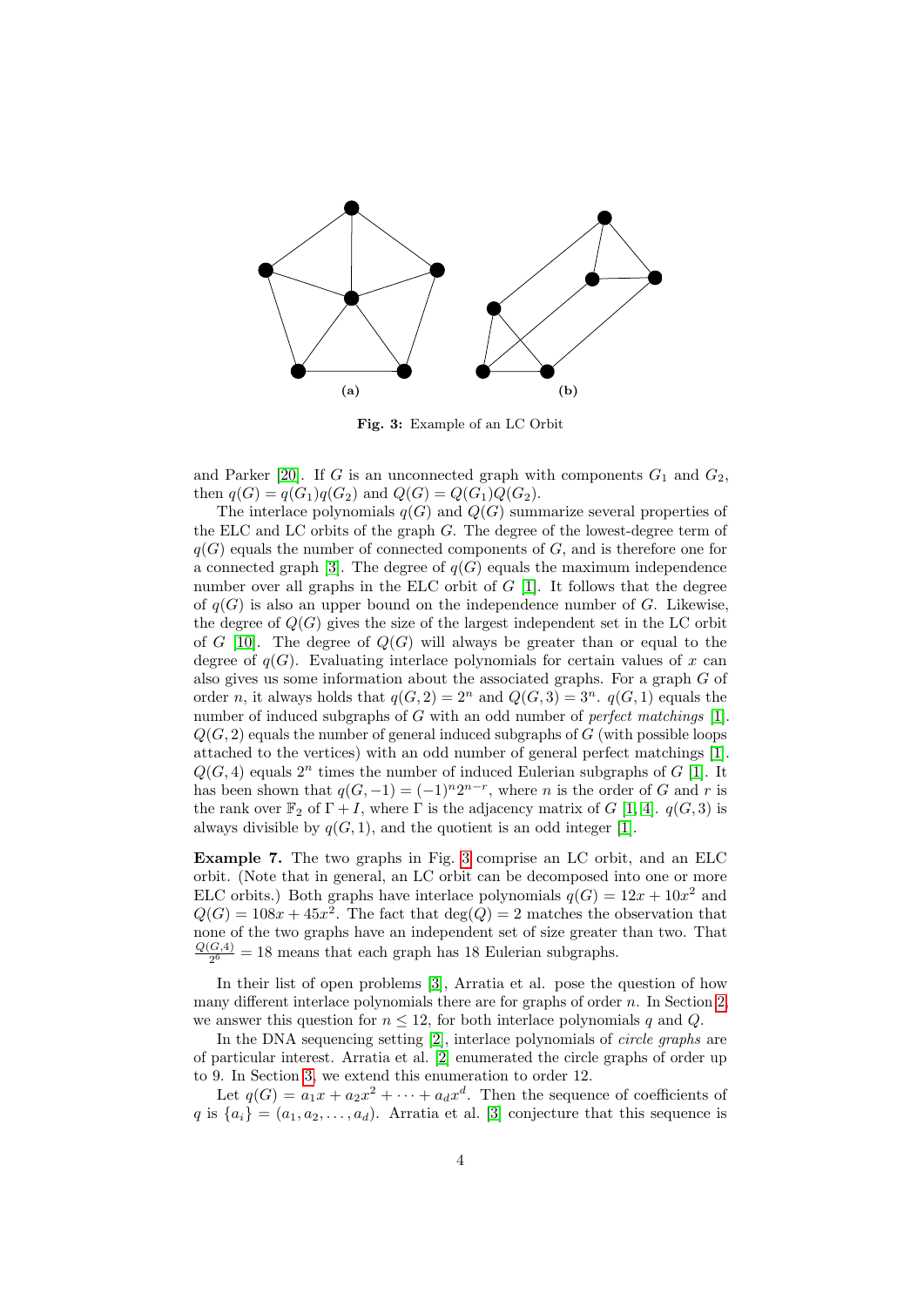(a) (b)

**Fig. 3:** Example of an LC Orbit

and Parker [20]. If $G$ is an unconnected graph with components $G_1$ and $G_2$, then $q(G) = q(G_1)q(G_2)$ and $Q(G) = Q(G_1)Q(G_2)$.

The interlace polynomials $q(G)$ and $Q(G)$ summarize several properties of the ELC and LC orbits of the graph $G$. The degree of the lowest-degree term of $q(G)$ equals the number of connected components of $G$, and is therefore one for a connected graph [3]. The degree of $q(G)$ equals the maximum independence number over all graphs in the ELC orbit of $G$ [1]. It follows that the degree of $q(G)$ is also an upper bound on the independence number of $G$. Likewise, the degree of $Q(G)$ gives the size of the largest independent set in the LC orbit of $G$ [10]. The degree of $Q(G)$ will always be greater than or equal to the degree of $q(G)$. Evaluating interlace polynomials for certain values of $x$ can also gives us some information about the associated graphs. For a graph $G$ of order $n$, it always holds that $q(G, 2) = 2^n$ and $Q(G, 3) = 3^n$. $q(G, 1)$ equals the number of induced subgraphs of $G$ with an odd number of *perfect matchings* [1]. $Q(G, 2)$ equals the number of general induced subgraphs of $G$ (with possible loops attached to the vertices) with an odd number of general perfect matchings [1]. $Q(G, 4)$ equals $2^n$ times the number of induced Eulerian subgraphs of $G$ [1]. It has been shown that $q(G, -1) = (-1)^n 2^{n-r}$, where $n$ is the order of $G$ and $r$ is the rank over $\mathbb{F}_2$ of $\Gamma + I$, where $\Gamma$ is the adjacency matrix of $G$ [1, 4]. $q(G, 3)$ is always divisible by $q(G, 1)$, and the quotient is an odd integer [1].

**Example 7.** The two graphs in Fig. 3 comprise an LC orbit, and an ELC orbit. (Note that in general, an LC orbit can be decomposed into one or more ELC orbits.) Both graphs have interlace polynomials $q(G) = 12x + 10x^2$ and $Q(G) = 108x + 45x^2$. The fact that $\deg(Q) = 2$ matches the observation that none of the two graphs have an independent set of size greater than two. That $\frac{Q(G,4)}{2^6} = 18$ means that each graph has 18 Eulerian subgraphs.

In their list of open problems [3], Arratia et al. pose the question of how many different interlace polynomials there are for graphs of order $n$. In Section 2, we answer this question for $n \leq 12$, for both interlace polynomials $q$ and $Q$.

In the DNA sequencing setting [2], interlace polynomials of *circle graphs* are of particular interest. Arratia et al. [2] enumerated the circle graphs of order up to 9. In Section 3, we extend this enumeration to order 12.

Let $q(G) = a_1 x + a_2 x^2 + \cdots + a_d x^d$. Then the sequence of coefficients of $q$ is $\{a_i\} = (a_1, a_2, \ldots, a_d)$. Arratia et al. [3] conjecture that this sequence is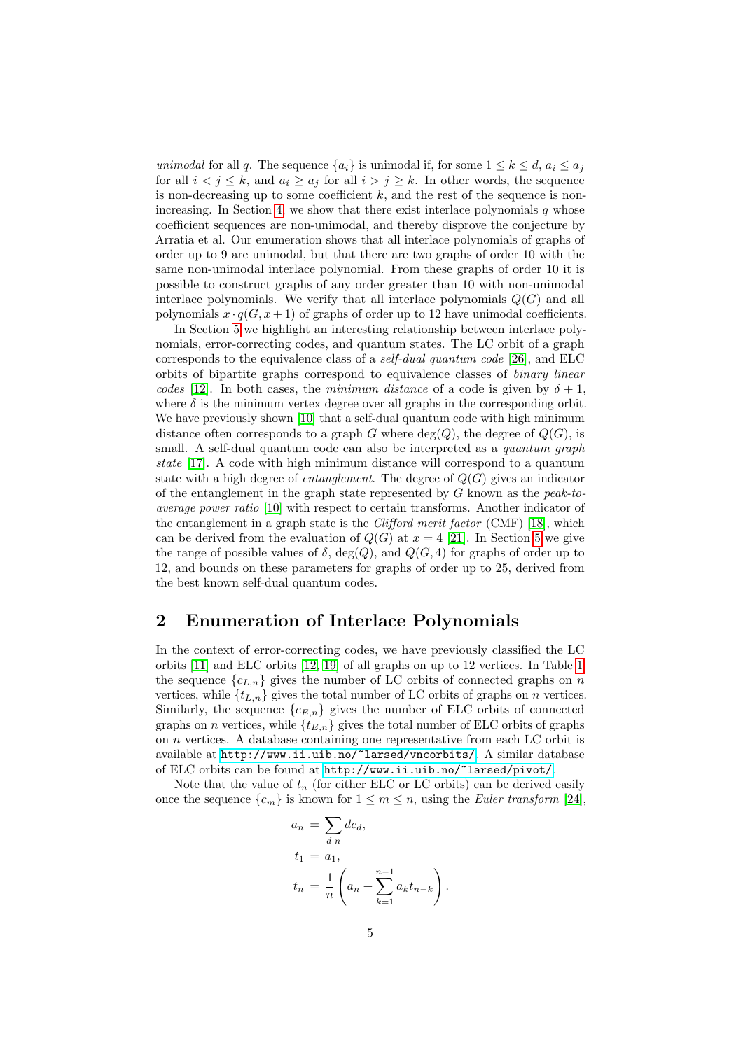*unimodal* for all $q$. The sequence $\{a_i\}$ is unimodal if, for some $1 \le k \le d$, $a_i \le a_j$ for all $i < j \le k$, and $a_i \ge a_j$ for all $i > j \ge k$. In other words, the sequence is non-decreasing up to some coefficient $k$, and the rest of the sequence is non-increasing. In Section 4, we show that there exist interlace polynomials $q$ whose coefficient sequences are non-unimodal, and thereby disprove the conjecture by Arratia et al. Our enumeration shows that all interlace polynomials of graphs of order up to 9 are unimodal, but that there are two graphs of order 10 with the same non-unimodal interlace polynomial. From these graphs of order 10 it is possible to construct graphs of any order greater than 10 with non-unimodal interlace polynomials. We verify that all interlace polynomials $Q(G)$ and all polynomials $x \cdot q(G, x+1)$ of graphs of order up to 12 have unimodal coefficients.

In Section 5 we highlight an interesting relationship between interlace polynomials, error-correcting codes, and quantum states. The LC orbit of a graph corresponds to the equivalence class of a *self-dual quantum code* [26], and ELC orbits of bipartite graphs correspond to equivalence classes of *binary linear codes* [12]. In both cases, the *minimum distance* of a code is given by $\delta + 1$, where $\delta$ is the minimum vertex degree over all graphs in the corresponding orbit. We have previously shown [10] that a self-dual quantum code with high minimum distance often corresponds to a graph $G$ where $\deg(Q)$, the degree of $Q(G)$, is small. A self-dual quantum code can also be interpreted as a *quantum graph state* [17]. A code with high minimum distance will correspond to a quantum state with a high degree of *entanglement*. The degree of $Q(G)$ gives an indicator of the entanglement in the graph state represented by $G$ known as the *peak-to-average power ratio* [10] with respect to certain transforms. Another indicator of the entanglement in a graph state is the *Clifford merit factor* (CMF) [18], which can be derived from the evaluation of $Q(G)$ at $x = 4$ [21]. In Section 5 we give the range of possible values of $\delta$, $\deg(Q)$, and $Q(G, 4)$ for graphs of order up to 12, and bounds on these parameters for graphs of order up to 25, derived from the best known self-dual quantum codes.

## 2 Enumeration of Interlace Polynomials

In the context of error-correcting codes, we have previously classified the LC orbits [11] and ELC orbits [12, 19] of all graphs on up to 12 vertices. In Table 1, the sequence $\{c_{L,n}\}$ gives the number of LC orbits of connected graphs on $n$ vertices, while $\{t_{L,n}\}$ gives the total number of LC orbits of graphs on $n$ vertices. Similarly, the sequence $\{c_{E,n}\}$ gives the number of ELC orbits of connected graphs on $n$ vertices, while $\{t_{E,n}\}$ gives the total number of ELC orbits of graphs on $n$ vertices. A database containing one representative from each LC orbit is available at `http://www.ii.uib.no/~larsed/vncorbits/`. A similar database of ELC orbits can be found at `http://www.ii.uib.no/~larsed/pivot/`.

Note that the value of $t_n$ (for either ELC or LC orbits) can be derived easily once the sequence $\{c_m\}$ is known for $1 \le m \le n$, using the *Euler transform* [24],

$$
\begin{aligned}
a_n &= \sum_{d|n} d c_d, \\
t_1 &= a_1, \\
t_n &= \frac{1}{n}\left(a_n + \sum_{k=1}^{n-1} a_k t_{n-k}\right).
\end{aligned}
$$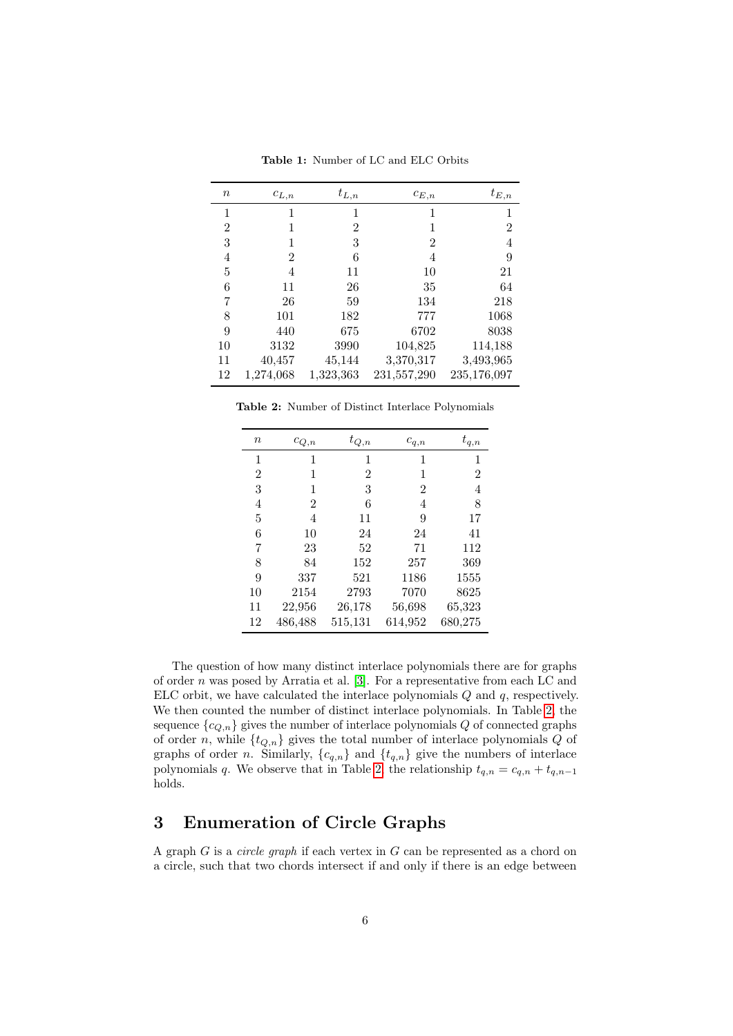**Table 1:** Number of LC and ELC Orbits

| $n$ | $c_{L,n}$ | $t_{L,n}$ | $c_{E,n}$ | $t_{E,n}$ |
|---|---|---|---|---|
| 1 | 1 | 1 | 1 | 1 |
| 2 | 1 | 2 | 1 | 2 |
| 3 | 1 | 3 | 2 | 4 |
| 4 | 2 | 6 | 4 | 9 |
| 5 | 4 | 11 | 10 | 21 |
| 6 | 11 | 26 | 35 | 64 |
| 7 | 26 | 59 | 134 | 218 |
| 8 | 101 | 182 | 777 | 1068 |
| 9 | 440 | 675 | 6702 | 8038 |
| 10 | 3132 | 3990 | 104,825 | 114,188 |
| 11 | 40,457 | 45,144 | 3,370,317 | 3,493,965 |
| 12 | 1,274,068 | 1,323,363 | 231,557,290 | 235,176,097 |

**Table 2:** Number of Distinct Interlace Polynomials

| $n$ | $c_{Q,n}$ | $t_{Q,n}$ | $c_{q,n}$ | $t_{q,n}$ |
|---|---|---|---|---|
| 1 | 1 | 1 | 1 | 1 |
| 2 | 1 | 2 | 1 | 2 |
| 3 | 1 | 3 | 2 | 4 |
| 4 | 2 | 6 | 4 | 8 |
| 5 | 4 | 11 | 9 | 17 |
| 6 | 10 | 24 | 24 | 41 |
| 7 | 23 | 52 | 71 | 112 |
| 8 | 84 | 152 | 257 | 369 |
| 9 | 337 | 521 | 1186 | 1555 |
| 10 | 2154 | 2793 | 7070 | 8625 |
| 11 | 22,956 | 26,178 | 56,698 | 65,323 |
| 12 | 486,488 | 515,131 | 614,952 | 680,275 |

The question of how many distinct interlace polynomials there are for graphs of order $n$ was posed by Arratia et al. [3]. For a representative from each LC and ELC orbit, we have calculated the interlace polynomials $Q$ and $q$, respectively. We then counted the number of distinct interlace polynomials. In Table 2, the sequence $\{c_{Q,n}\}$ gives the number of interlace polynomials $Q$ of connected graphs of order $n$, while $\{t_{Q,n}\}$ gives the total number of interlace polynomials $Q$ of graphs of order $n$. Similarly, $\{c_{q,n}\}$ and $\{t_{q,n}\}$ give the numbers of interlace polynomials $q$. We observe that in Table 2, the relationship $t_{q,n} = c_{q,n} + t_{q,n-1}$ holds.

## 3 Enumeration of Circle Graphs

A graph $G$ is a *circle graph* if each vertex in $G$ can be represented as a chord on a circle, such that two chords intersect if and only if there is an edge between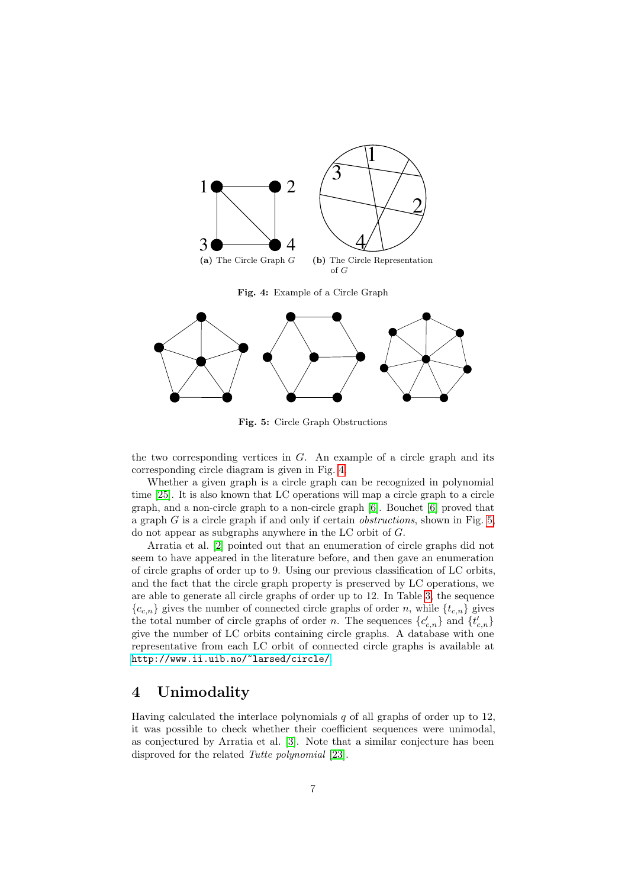(a) The Circle Graph $G$

(b) The Circle Representation of $G$

**Fig. 4:** Example of a Circle Graph

**Fig. 5:** Circle Graph Obstructions

the two corresponding vertices in $G$. An example of a circle graph and its corresponding circle diagram is given in Fig. 4.

Whether a given graph is a circle graph can be recognized in polynomial time [25]. It is also known that LC operations will map a circle graph to a circle graph, and a non-circle graph to a non-circle graph [6]. Bouchet [6] proved that a graph $G$ is a circle graph if and only if certain *obstructions*, shown in Fig. 5, do not appear as subgraphs anywhere in the LC orbit of $G$.

Arratia et al. [2] pointed out that an enumeration of circle graphs did not seem to have appeared in the literature before, and then gave an enumeration of circle graphs of order up to 9. Using our previous classification of LC orbits, and the fact that the circle graph property is preserved by LC operations, we are able to generate all circle graphs of order up to 12. In Table 3, the sequence $\{c_{c,n}\}$ gives the number of connected circle graphs of order $n$, while $\{t_{c,n}\}$ gives the total number of circle graphs of order $n$. The sequences $\{c'_{c,n}\}$ and $\{t'_{c,n}\}$ give the number of LC orbits containing circle graphs. A database with one representative from each LC orbit of connected circle graphs is available at http://www.ii.uib.no/~larsed/circle/.

## 4 Unimodality

Having calculated the interlace polynomials $q$ of all graphs of order up to 12, it was possible to check whether their coefficient sequences were unimodal, as conjectured by Arratia et al. [3]. Note that a similar conjecture has been disproved for the related *Tutte polynomial* [23].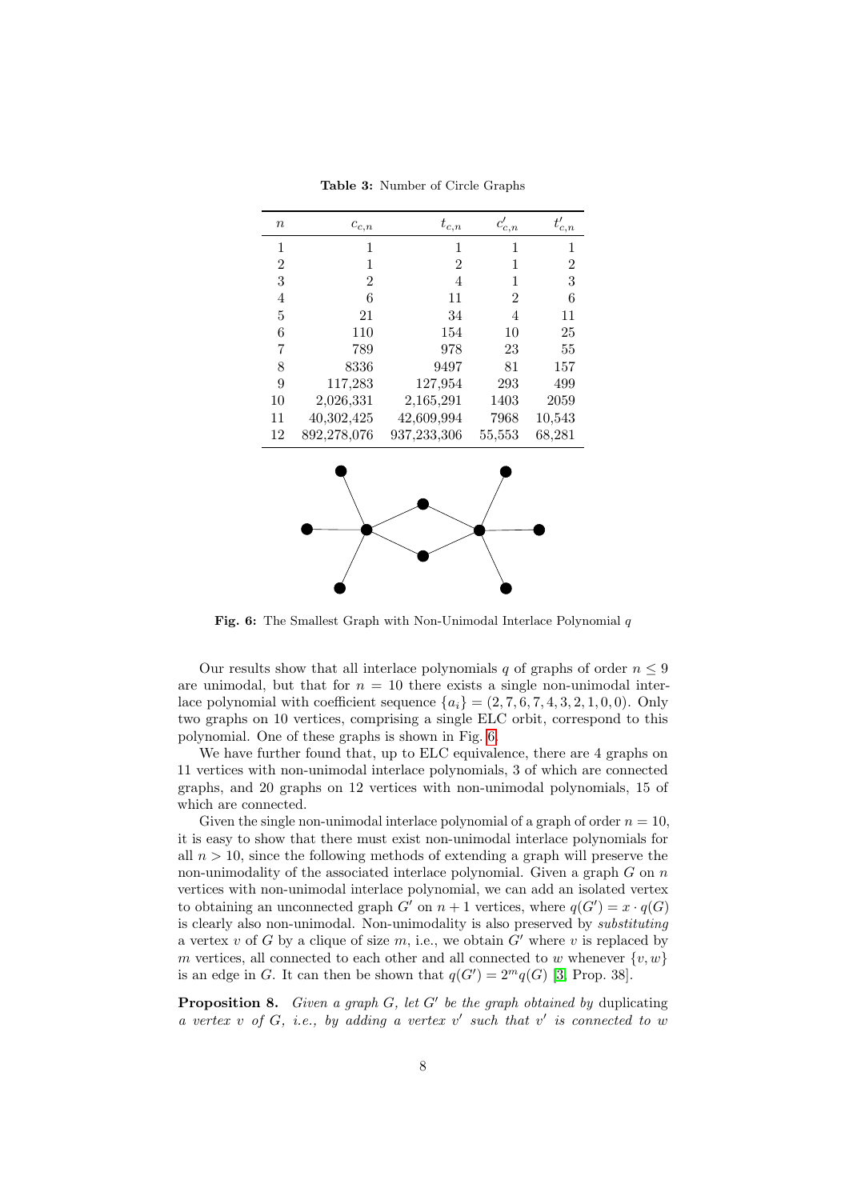**Table 3:** Number of Circle Graphs

| $n$ | $c_{c,n}$ | $t_{c,n}$ | $c'_{c,n}$ | $t'_{c,n}$ |
|---|---|---|---|---|
| 1 | 1 | 1 | 1 | 1 |
| 2 | 1 | 2 | 1 | 2 |
| 3 | 2 | 4 | 1 | 3 |
| 4 | 6 | 11 | 2 | 6 |
| 5 | 21 | 34 | 4 | 11 |
| 6 | 110 | 154 | 10 | 25 |
| 7 | 789 | 978 | 23 | 55 |
| 8 | 8336 | 9497 | 81 | 157 |
| 9 | 117,283 | 127,954 | 293 | 499 |
| 10 | 2,026,331 | 2,165,291 | 1403 | 2059 |
| 11 | 40,302,425 | 42,609,994 | 7968 | 10,543 |
| 12 | 892,278,076 | 937,233,306 | 55,553 | 68,281 |

**Fig. 6:** The Smallest Graph with Non-Unimodal Interlace Polynomial $q$

Our results show that all interlace polynomials $q$ of graphs of order $n \leq 9$ are unimodal, but that for $n = 10$ there exists a single non-unimodal interlace polynomial with coefficient sequence $\{a_i\} = (2, 7, 6, 7, 4, 3, 2, 1, 0, 0)$. Only two graphs on 10 vertices, comprising a single ELC orbit, correspond to this polynomial. One of these graphs is shown in Fig. 6.

We have further found that, up to ELC equivalence, there are 4 graphs on 11 vertices with non-unimodal interlace polynomials, 3 of which are connected graphs, and 20 graphs on 12 vertices with non-unimodal polynomials, 15 of which are connected.

Given the single non-unimodal interlace polynomial of a graph of order $n = 10$, it is easy to show that there must exist non-unimodal interlace polynomials for all $n > 10$, since the following methods of extending a graph will preserve the non-unimodality of the associated interlace polynomial. Given a graph $G$ on $n$ vertices with non-unimodal interlace polynomial, we can add an isolated vertex to obtaining an unconnected graph $G'$ on $n + 1$ vertices, where $q(G') = x \cdot q(G)$ is clearly also non-unimodal. Non-unimodality is also preserved by *substituting* a vertex $v$ of $G$ by a clique of size $m$, i.e., we obtain $G'$ where $v$ is replaced by $m$ vertices, all connected to each other and all connected to $w$ whenever $\{v, w\}$ is an edge in $G$. It can then be shown that $q(G') = 2^m q(G)$ [3, Prop. 38].

**Proposition 8.** *Given a graph $G$, let $G'$ be the graph obtained by* duplicating *a vertex $v$ of $G$, i.e., by adding a vertex $v'$ such that $v'$ is connected to $w$*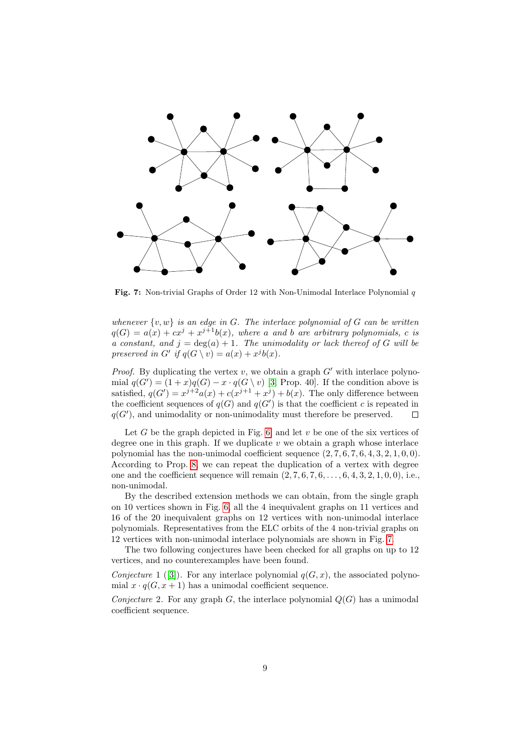**Fig. 7:** Non-trivial Graphs of Order 12 with Non-Unimodal Interlace Polynomial $q$

*whenever $\{v, w\}$ is an edge in $G$. The interlace polynomial of $G$ can be written $q(G) = a(x) + cx^j + x^{j+1}b(x)$, where $a$ and $b$ are arbitrary polynomials, $c$ is a constant, and $j = \deg(a) + 1$. The unimodality or lack thereof of $G$ will be preserved in $G'$ if $q(G \setminus v) = a(x) + x^j b(x)$.*

*Proof.* By duplicating the vertex $v$, we obtain a graph $G'$ with interlace polynomial $q(G') = (1 + x)q(G) - x \cdot q(G \setminus v)$ [3, Prop. 40]. If the condition above is satisfied, $q(G') = x^{j+2}a(x) + c(x^{j+1} + x^j) + b(x)$. The only difference between the coefficient sequences of $q(G)$ and $q(G')$ is that the coefficient $c$ is repeated in $q(G')$, and unimodality or non-unimodality must therefore be preserved. □

Let $G$ be the graph depicted in Fig. 6, and let $v$ be one of the six vertices of degree one in this graph. If we duplicate $v$ we obtain a graph whose interlace polynomial has the non-unimodal coefficient sequence $(2, 7, 6, 7, 6, 4, 3, 2, 1, 0, 0)$. According to Prop. 8, we can repeat the duplication of a vertex with degree one and the coefficient sequence will remain $(2, 7, 6, 7, 6, \ldots, 6, 4, 3, 2, 1, 0, 0)$, i.e., non-unimodal.

By the described extension methods we can obtain, from the single graph on 10 vertices shown in Fig. 6, all the 4 inequivalent graphs on 11 vertices and 16 of the 20 inequivalent graphs on 12 vertices with non-unimodal interlace polynomials. Representatives from the ELC orbits of the 4 non-trivial graphs on 12 vertices with non-unimodal interlace polynomials are shown in Fig. 7.

The two following conjectures have been checked for all graphs on up to 12 vertices, and no counterexamples have been found.

*Conjecture* 1 ([3]). For any interlace polynomial $q(G, x)$, the associated polynomial $x \cdot q(G, x + 1)$ has a unimodal coefficient sequence.

*Conjecture* 2. For any graph $G$, the interlace polynomial $Q(G)$ has a unimodal coefficient sequence.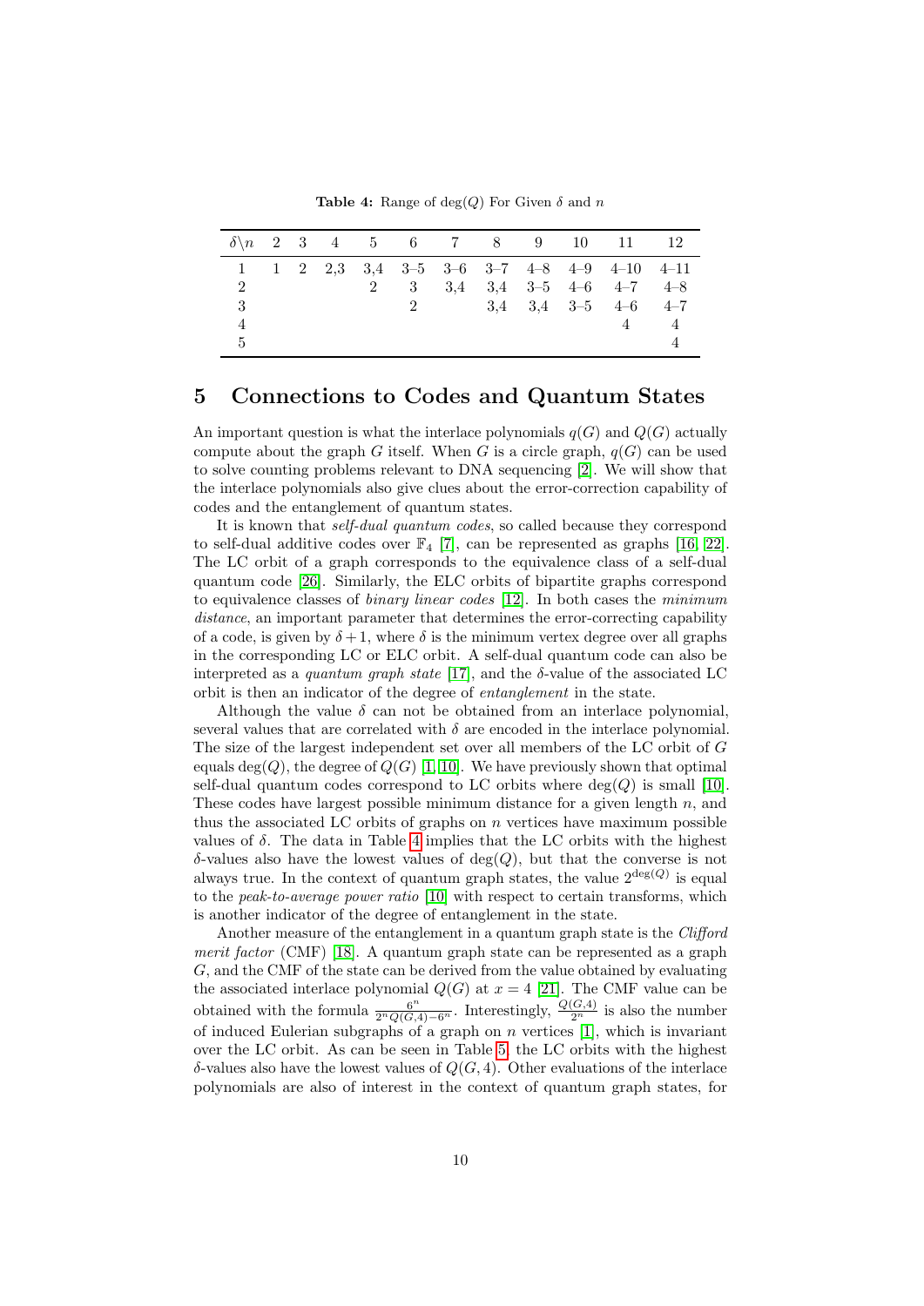**Table 4:** Range of $\deg(Q)$ For Given $\delta$ and $n$

| $\delta \backslash n$ | 2 | 3 | 4 | 5 | 6 | 7 | 8 | 9 | 10 | 11 | 12 |
|---|---|---|---|---|---|---|---|---|---|---|---|
| 1 | 1 | 2 | 2,3 | 3,4 | 3–5 | 3–6 | 3–7 | 4–8 | 4–9 | 4–10 | 4–11 |
| 2 | | | | 2 | 3 | 3,4 | 3,4 | 3–5 | 4–6 | 4–7 | 4–8 |
| 3 | | | | | 2 | | 3,4 | 3,4 | 3–5 | 4–6 | 4–7 |
| 4 | | | | | | | | | | 4 | 4 |
| 5 | | | | | | | | | | | 4 |

## 5 Connections to Codes and Quantum States

An important question is what the interlace polynomials $q(G)$ and $Q(G)$ actually compute about the graph $G$ itself. When $G$ is a circle graph, $q(G)$ can be used to solve counting problems relevant to DNA sequencing [2]. We will show that the interlace polynomials also give clues about the error-correction capability of codes and the entanglement of quantum states.

It is known that *self-dual quantum codes*, so called because they correspond to self-dual additive codes over $\mathbb{F}_4$ [7], can be represented as graphs [16, 22]. The LC orbit of a graph corresponds to the equivalence class of a self-dual quantum code [26]. Similarly, the ELC orbits of bipartite graphs correspond to equivalence classes of *binary linear codes* [12]. In both cases the *minimum distance*, an important parameter that determines the error-correcting capability of a code, is given by $\delta + 1$, where $\delta$ is the minimum vertex degree over all graphs in the corresponding LC or ELC orbit. A self-dual quantum code can also be interpreted as a *quantum graph state* [17], and the $\delta$-value of the associated LC orbit is then an indicator of the degree of *entanglement* in the state.

Although the value $\delta$ can not be obtained from an interlace polynomial, several values that are correlated with $\delta$ are encoded in the interlace polynomial. The size of the largest independent set over all members of the LC orbit of $G$ equals $\deg(Q)$, the degree of $Q(G)$ [1, 10]. We have previously shown that optimal self-dual quantum codes correspond to LC orbits where $\deg(Q)$ is small [10]. These codes have largest possible minimum distance for a given length $n$, and thus the associated LC orbits of graphs on $n$ vertices have maximum possible values of $\delta$. The data in Table 4 implies that the LC orbits with the highest $\delta$-values also have the lowest values of $\deg(Q)$, but that the converse is not always true. In the context of quantum graph states, the value $2^{\deg(Q)}$ is equal to the *peak-to-average power ratio* [10] with respect to certain transforms, which is another indicator of the degree of entanglement in the state.

Another measure of the entanglement in a quantum graph state is the *Clifford merit factor* (CMF) [18]. A quantum graph state can be represented as a graph $G$, and the CMF of the state can be derived from the value obtained by evaluating the associated interlace polynomial $Q(G)$ at $x = 4$ [21]. The CMF value can be obtained with the formula $\frac{6^n}{2^n Q(G,4) - 6^n}$. Interestingly, $\frac{Q(G,4)}{2^n}$ is also the number of induced Eulerian subgraphs of a graph on $n$ vertices [1], which is invariant over the LC orbit. As can be seen in Table 5, the LC orbits with the highest $\delta$-values also have the lowest values of $Q(G,4)$. Other evaluations of the interlace polynomials are also of interest in the context of quantum graph states, for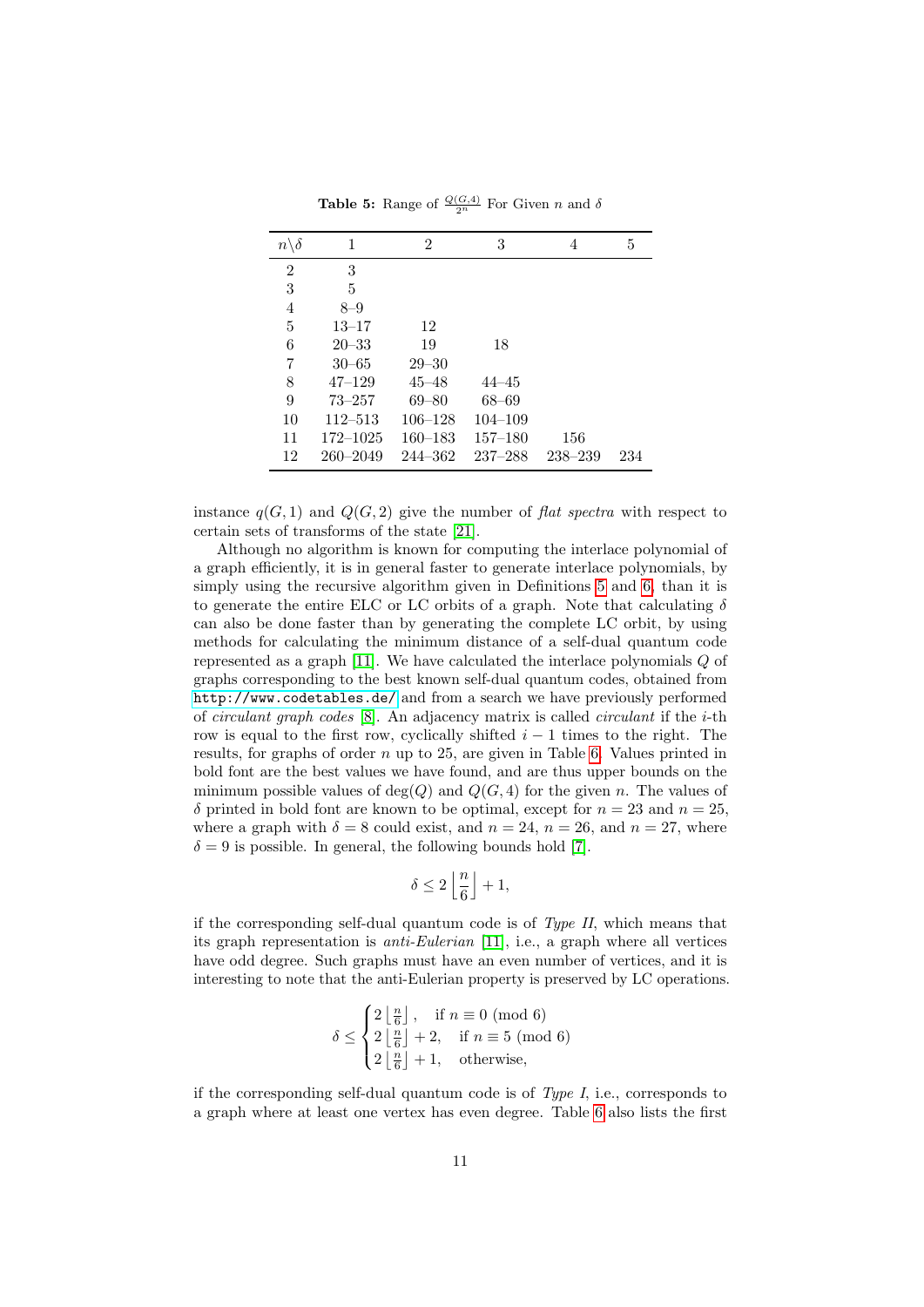**Table 5:** Range of $\frac{Q(G,4)}{2^n}$ For Given $n$ and $\delta$

| $n\backslash\delta$ | 1 | 2 | 3 | 4 | 5 |
|---|---|---|---|---|---|
| 2 | 3 | | | | |
| 3 | 5 | | | | |
| 4 | 8–9 | | | | |
| 5 | 13–17 | 12 | | | |
| 6 | 20–33 | 19 | 18 | | |
| 7 | 30–65 | 29–30 | | | |
| 8 | 47–129 | 45–48 | 44–45 | | |
| 9 | 73–257 | 69–80 | 68–69 | | |
| 10 | 112–513 | 106–128 | 104–109 | | |
| 11 | 172–1025 | 160–183 | 157–180 | 156 | |
| 12 | 260–2049 | 244–362 | 237–288 | 238–239 | 234 |

instance $q(G,1)$ and $Q(G,2)$ give the number of *flat spectra* with respect to certain sets of transforms of the state [21].

Although no algorithm is known for computing the interlace polynomial of a graph efficiently, it is in general faster to generate interlace polynomials, by simply using the recursive algorithm given in Definitions 5 and 6, than it is to generate the entire ELC or LC orbits of a graph. Note that calculating $\delta$ can also be done faster than by generating the complete LC orbit, by using methods for calculating the minimum distance of a self-dual quantum code represented as a graph [11]. We have calculated the interlace polynomials $Q$ of graphs corresponding to the best known self-dual quantum codes, obtained from http://www.codetables.de/ and from a search we have previously performed of *circulant graph codes* [8]. An adjacency matrix is called *circulant* if the $i$-th row is equal to the first row, cyclically shifted $i-1$ times to the right. The results, for graphs of order $n$ up to 25, are given in Table 6. Values printed in bold font are the best values we have found, and are thus upper bounds on the minimum possible values of $\deg(Q)$ and $Q(G,4)$ for the given $n$. The values of $\delta$ printed in bold font are known to be optimal, except for $n=23$ and $n=25$, where a graph with $\delta=8$ could exist, and $n=24$, $n=26$, and $n=27$, where $\delta=9$ is possible. In general, the following bounds hold [7].

$$\delta \leq 2\left\lfloor \frac{n}{6} \right\rfloor + 1,$$

if the corresponding self-dual quantum code is of *Type II*, which means that its graph representation is *anti-Eulerian* [11], i.e., a graph where all vertices have odd degree. Such graphs must have an even number of vertices, and it is interesting to note that the anti-Eulerian property is preserved by LC operations.

$$\delta \leq \begin{cases} 2\left\lfloor \frac{n}{6} \right\rfloor, & \text{if } n \equiv 0 \pmod 6 \\ 2\left\lfloor \frac{n}{6} \right\rfloor + 2, & \text{if } n \equiv 5 \pmod 6 \\ 2\left\lfloor \frac{n}{6} \right\rfloor + 1, & \text{otherwise,} \end{cases}$$

if the corresponding self-dual quantum code is of *Type I*, i.e., corresponds to a graph where at least one vertex has even degree. Table 6 also lists the first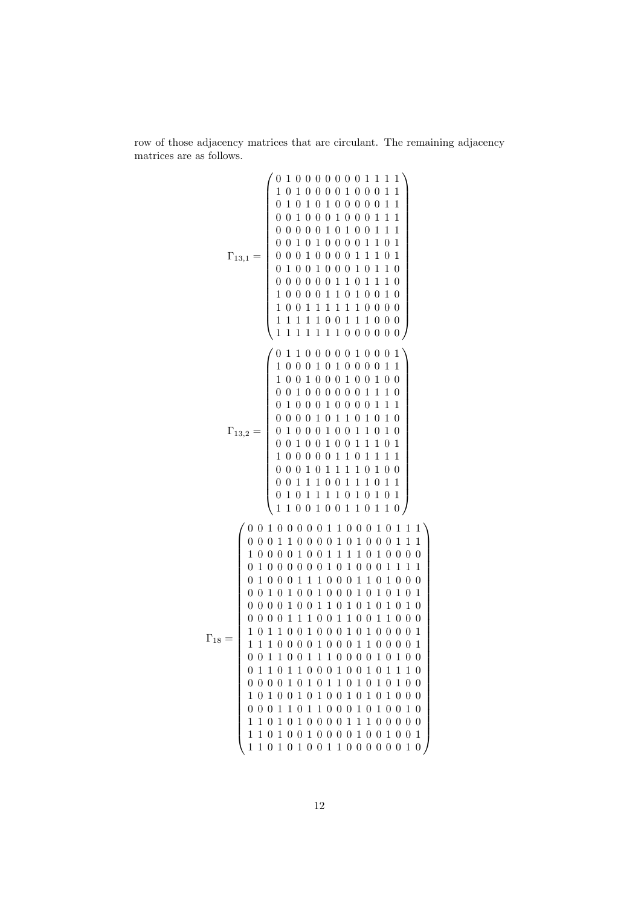row of those adjacency matrices that are circulant. The remaining adjacency matrices are as follows.

$$\Gamma_{13,1} = \begin{pmatrix}
0&1&0&0&0&0&0&0&0&1&1&1&1\\
1&0&1&0&0&0&0&1&0&0&0&1&1\\
0&1&0&1&0&1&0&0&0&0&0&1&1\\
0&0&1&0&0&0&1&0&0&0&1&1&1\\
0&0&0&0&0&1&0&1&0&0&1&1&1\\
0&0&1&0&1&0&0&0&0&1&1&0&1\\
0&0&0&1&0&0&0&0&1&1&1&0&1\\
0&1&0&0&1&0&0&0&1&0&1&1&0\\
0&0&0&0&0&0&1&1&0&1&1&1&0\\
1&0&0&0&0&1&1&0&1&0&0&1&0\\
1&0&0&1&1&1&1&1&1&0&0&0&0\\
1&1&1&1&1&0&0&1&1&1&0&0&0\\
1&1&1&1&1&1&1&0&0&0&0&0&0
\end{pmatrix}$$

$$\Gamma_{13,2} = \begin{pmatrix}
0&1&1&0&0&0&0&0&1&0&0&0&1\\
1&0&0&0&1&0&1&0&0&0&0&1&1\\
1&0&0&1&0&0&0&1&0&0&1&0&0\\
0&0&1&0&0&0&0&0&0&1&1&1&0\\
0&1&0&0&0&1&0&0&0&0&1&1&1\\
0&0&0&0&1&0&1&1&0&1&0&1&0\\
0&1&0&0&0&1&0&0&1&1&0&1&0\\
0&0&1&0&0&1&0&0&1&1&1&0&1\\
1&0&0&0&0&0&1&1&0&1&1&1&1\\
0&0&0&1&0&1&1&1&1&0&1&0&0\\
0&0&1&1&1&0&0&1&1&1&0&1&1\\
0&1&0&1&1&1&1&0&1&0&1&0&1\\
1&1&0&0&1&0&0&1&1&0&1&1&0
\end{pmatrix}$$

$$\Gamma_{18} = \begin{pmatrix}
0&0&1&0&0&0&0&0&1&1&0&0&0&1&0&1&1&1\\
0&0&0&1&1&0&0&0&0&1&0&1&0&0&0&1&1&1\\
1&0&0&0&0&1&0&0&1&1&1&1&0&1&0&0&0&0\\
0&1&0&0&0&0&0&0&1&0&1&0&0&0&1&1&1&1\\
0&1&0&0&0&1&1&1&0&0&0&1&1&0&1&0&0&0\\
0&0&1&0&1&0&0&1&0&0&0&1&0&1&0&1&0&1\\
0&0&0&0&1&0&0&1&1&0&1&0&1&0&1&0&1&0\\
0&0&0&0&1&1&1&0&0&1&1&0&0&1&1&0&0&0\\
1&0&1&1&0&0&1&0&0&0&1&0&1&0&0&0&0&1\\
1&1&1&0&0&0&0&1&0&0&0&1&1&0&0&0&0&1\\
0&0&1&1&0&0&1&1&1&0&0&0&0&0&1&0&1&0\\
0&1&1&0&1&1&0&0&0&1&0&0&1&0&1&1&1&0\\
0&0&0&0&1&0&1&0&1&1&0&1&0&1&0&1&0&0\\
1&0&1&0&0&1&0&1&0&0&1&0&1&0&1&0&0&0\\
0&0&0&1&1&0&1&1&0&0&0&1&0&1&0&0&1&0\\
1&1&0&1&0&1&0&0&0&0&1&1&1&0&0&0&0&0\\
1&1&0&1&0&0&1&0&0&0&0&1&0&0&1&0&0&1\\
1&1&0&1&0&1&0&0&1&1&0&0&0&0&0&0&1&0
\end{pmatrix}$$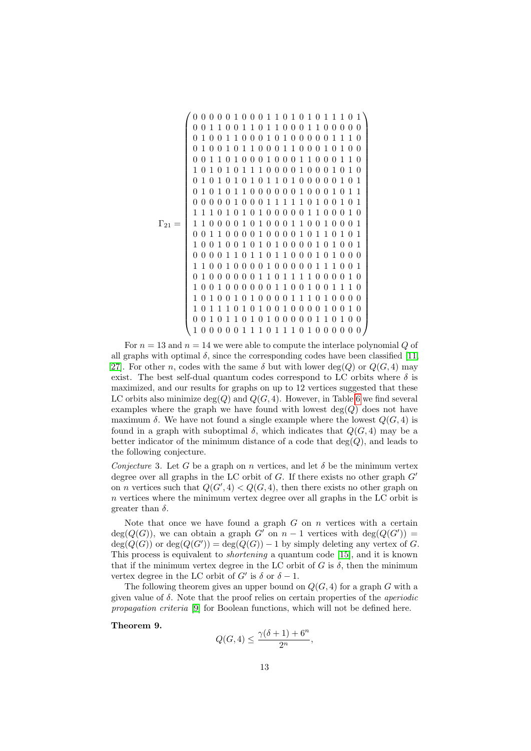$$\Gamma_{21} = \begin{pmatrix}
0&0&0&0&0&1&0&0&0&1&1&0&1&0&1&0&1&1&1&0&1\\
0&0&1&1&0&0&1&1&0&1&1&0&0&0&1&1&0&0&0&0&0\\
0&1&0&0&1&1&0&0&0&1&0&1&0&0&0&0&0&1&1&1&0\\
0&1&0&0&1&0&1&1&0&0&0&1&1&0&0&0&1&0&1&0&0\\
0&0&1&1&0&1&0&0&0&1&0&0&0&1&1&0&0&0&1&1&0\\
1&0&1&0&1&0&1&1&1&0&0&0&0&1&0&0&0&1&0&1&0\\
0&1&0&1&0&1&0&1&0&1&1&0&1&0&0&0&0&0&1&0&1\\
0&1&0&1&0&1&1&0&0&0&0&0&0&1&0&0&0&1&0&1&1\\
0&0&0&0&0&1&0&0&0&1&1&1&1&1&0&1&0&0&1&0&1\\
1&1&1&0&1&0&1&0&1&0&0&0&0&0&1&1&0&0&0&1&0\\
1&1&0&0&0&0&1&0&1&0&0&0&1&1&0&0&1&0&0&0&1\\
0&0&1&1&0&0&0&0&1&0&0&0&0&1&0&1&1&0&1&0&1\\
1&0&0&1&0&0&1&0&1&0&1&0&0&0&0&1&0&1&0&0&1\\
0&0&0&0&1&1&0&1&1&0&1&1&0&0&0&1&0&1&0&0&0\\
1&1&0&0&1&0&0&0&0&1&0&0&0&0&0&1&1&1&0&0&1\\
0&1&0&0&0&0&0&0&1&1&0&1&1&1&1&0&0&0&0&1&0\\
1&0&0&1&0&0&0&0&0&1&1&0&0&1&0&0&1&1&1&0\\
1&0&1&0&0&1&0&1&0&0&0&0&1&1&1&0&1&0&0&0&0\\
1&0&1&1&1&0&1&0&1&0&0&1&0&0&0&0&1&0&0&1&0\\
0&0&1&0&1&1&0&1&0&1&0&0&0&0&0&1&1&0&1&0&0\\
1&0&0&0&0&0&1&1&1&0&1&1&1&0&1&0&0&0&0&0&0
\end{pmatrix}$$

For $n = 13$ and $n = 14$ we were able to compute the interlace polynomial $Q$ of all graphs with optimal $\delta$, since the corresponding codes have been classified [11] [27]. For other $n$, codes with the same $\delta$ but with lower $\deg(Q)$ or $Q(G, 4)$ may exist. The best self-dual quantum codes correspond to LC orbits where $\delta$ is maximized, and our results for graphs on up to 12 vertices suggested that these LC orbits also minimize $\deg(Q)$ and $Q(G, 4)$. However, in Table 6 we find several examples where the graph we have found with lowest $\deg(Q)$ does not have maximum $\delta$. We have not found a single example where the lowest $Q(G, 4)$ is found in a graph with suboptimal $\delta$, which indicates that $Q(G, 4)$ may be a better indicator of the minimum distance of a code that $\deg(Q)$, and leads to the following conjecture.

*Conjecture* 3. Let $G$ be a graph on $n$ vertices, and let $\delta$ be the minimum vertex degree over all graphs in the LC orbit of $G$. If there exists no other graph $G'$ on $n$ vertices such that $Q(G', 4) < Q(G, 4)$, then there exists no other graph on $n$ vertices where the minimum vertex degree over all graphs in the LC orbit is greater than $\delta$.

Note that once we have found a graph $G$ on $n$ vertices with a certain $\deg(Q(G))$, we can obtain a graph $G'$ on $n - 1$ vertices with $\deg(Q(G')) = \deg(Q(G))$ or $\deg(Q(G')) = \deg(Q(G)) - 1$ by simply deleting any vertex of $G$. This process is equivalent to *shortening* a quantum code [15], and it is known that if the minimum vertex degree in the LC orbit of $G$ is $\delta$, then the minimum vertex degree in the LC orbit of $G'$ is $\delta$ or $\delta - 1$.

The following theorem gives an upper bound on $Q(G, 4)$ for a graph $G$ with a given value of $\delta$. Note that the proof relies on certain properties of the *aperiodic propagation criteria* [9] for Boolean functions, which will not be defined here.

**Theorem 9.**

$$Q(G, 4) \leq \frac{\gamma(\delta + 1) + 6^n}{2^n},$$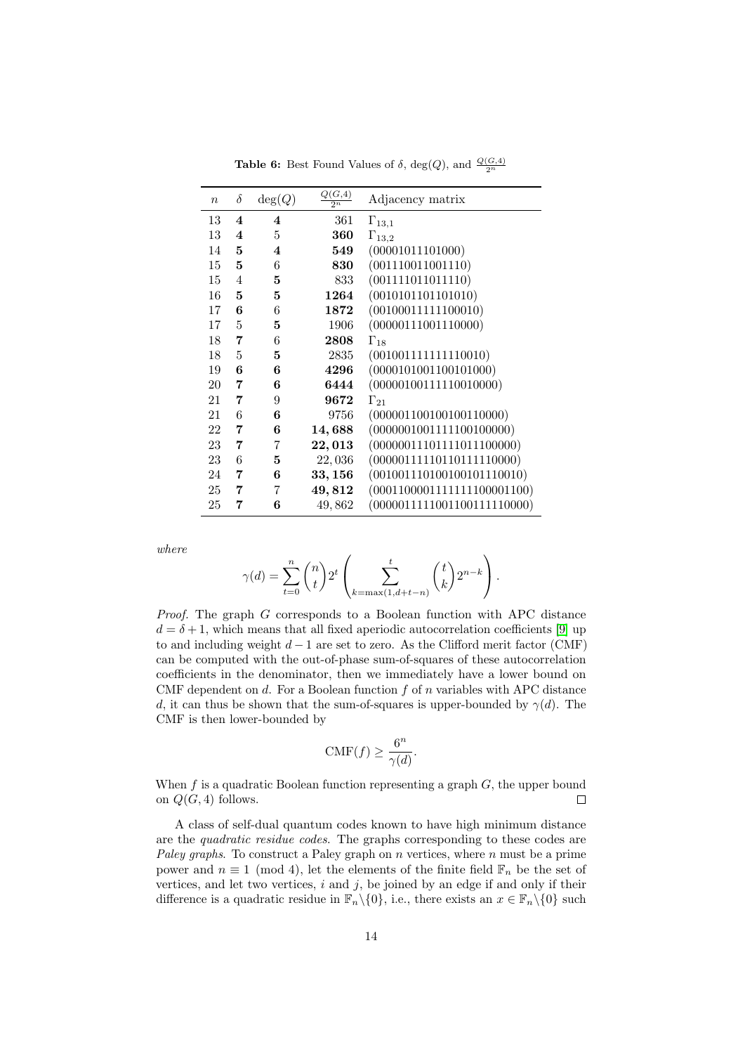**Table 6:** Best Found Values of $\delta$, $\deg(Q)$, and $\frac{Q(G,4)}{2^n}$

| $n$ | $\delta$ | $\deg(Q)$ | $\frac{Q(G,4)}{2^n}$ | Adjacency matrix |
|---|---|---|---|---|
| 13 | **4** | **4** | 361 | $\Gamma_{13,1}$ |
| 13 | **4** | 5 | **360** | $\Gamma_{13,2}$ |
| 14 | **5** | **4** | **549** | (00001011101000) |
| 15 | **5** | 6 | **830** | (001110011001110) |
| 15 | 4 | **5** | 833 | (001111011011110) |
| 16 | **5** | **5** | **1264** | (0010101101101010) |
| 17 | **6** | 6 | **1872** | (00100011111100010) |
| 17 | 5 | **5** | 1906 | (00000111001110000) |
| 18 | **7** | 6 | **2808** | $\Gamma_{18}$ |
| 18 | 5 | **5** | 2835 | (001001111111110010) |
| 19 | **6** | **6** | **4296** | (0000101001100101000) |
| 20 | **7** | **6** | **6444** | (00000100111110010000) |
| 21 | **7** | 9 | **9672** | $\Gamma_{21}$ |
| 21 | 6 | **6** | 9756 | (000001100100100110000) |
| 22 | **7** | **6** | **14,688** | (0000001001111100100000) |
| 23 | **7** | 7 | **22,013** | (00000011101111011100000) |
| 23 | 6 | **5** | 22,036 | (00000111110110111110000) |
| 24 | **7** | **6** | **33,156** | (001001110100100101110010) |
| 25 | **7** | 7 | **49,812** | (0001100001111111100001100) |
| 25 | **7** | **6** | 49,862 | (0000011111001100111110000) |

*where*

$$\gamma(d) = \sum_{t=0}^{n} \binom{n}{t} 2^t \left( \sum_{k=\max(1,d+t-n)}^{t} \binom{t}{k} 2^{n-k} \right).$$

*Proof.* The graph $G$ corresponds to a Boolean function with APC distance $d = \delta + 1$, which means that all fixed aperiodic autocorrelation coefficients [9] up to and including weight $d-1$ are set to zero. As the Clifford merit factor (CMF) can be computed with the out-of-phase sum-of-squares of these autocorrelation coefficients in the denominator, then we immediately have a lower bound on CMF dependent on $d$. For a Boolean function $f$ of $n$ variables with APC distance $d$, it can thus be shown that the sum-of-squares is upper-bounded by $\gamma(d)$. The CMF is then lower-bounded by

$$\mathrm{CMF}(f) \geq \frac{6^n}{\gamma(d)}.$$

When $f$ is a quadratic Boolean function representing a graph $G$, the upper bound on $Q(G,4)$ follows. $\square$

A class of self-dual quantum codes known to have high minimum distance are the *quadratic residue codes*. The graphs corresponding to these codes are *Paley graphs*. To construct a Paley graph on $n$ vertices, where $n$ must be a prime power and $n \equiv 1 \pmod 4$, let the elements of the finite field $\mathbb{F}_n$ be the set of vertices, and let two vertices, $i$ and $j$, be joined by an edge if and only if their difference is a quadratic residue in $\mathbb{F}_n \backslash \{0\}$, i.e., there exists an $x \in \mathbb{F}_n \backslash \{0\}$ such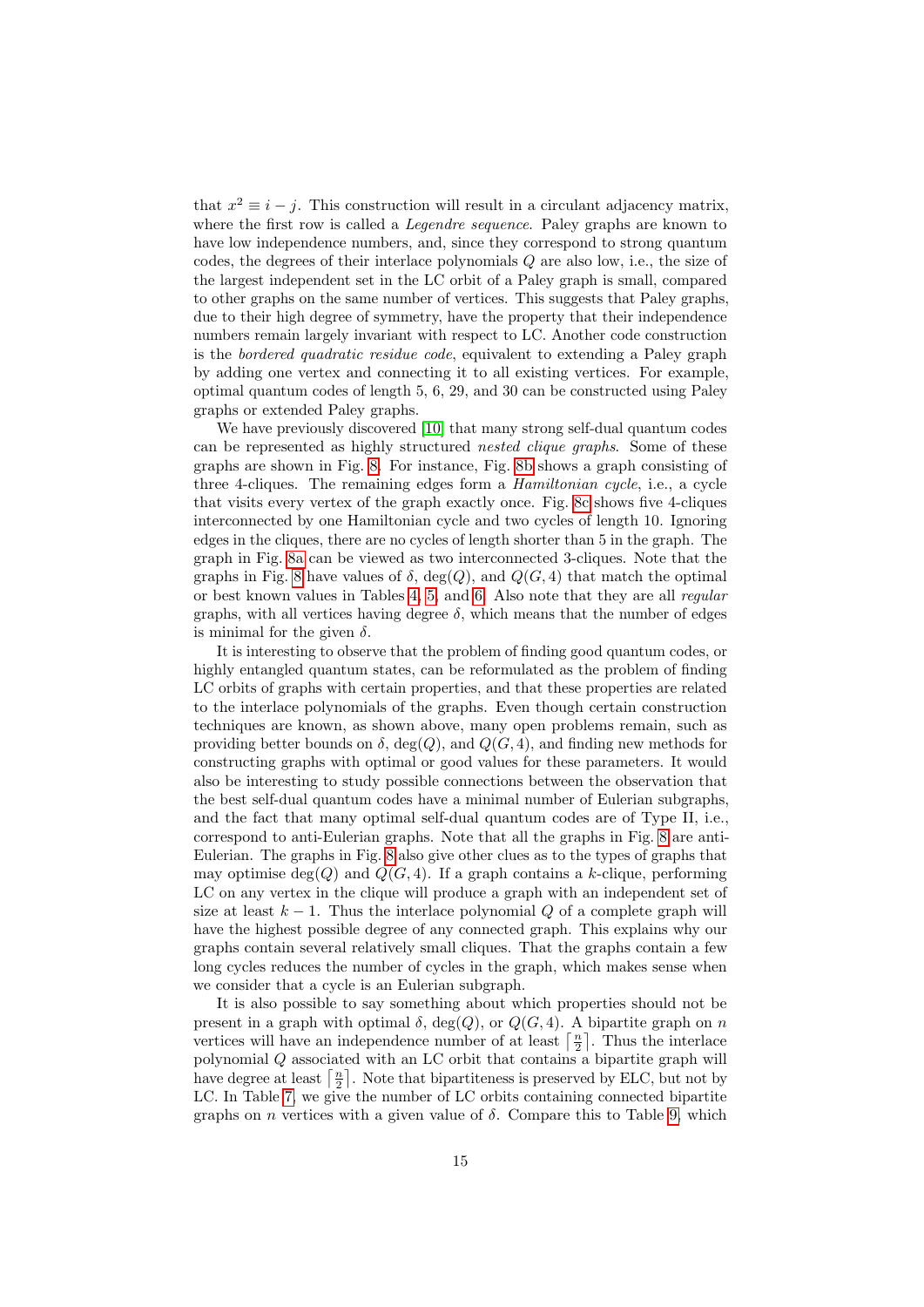that $x^2 \equiv i - j$. This construction will result in a circulant adjacency matrix, where the first row is called a *Legendre sequence*. Paley graphs are known to have low independence numbers, and, since they correspond to strong quantum codes, the degrees of their interlace polynomials $Q$ are also low, i.e., the size of the largest independent set in the LC orbit of a Paley graph is small, compared to other graphs on the same number of vertices. This suggests that Paley graphs, due to their high degree of symmetry, have the property that their independence numbers remain largely invariant with respect to LC. Another code construction is the *bordered quadratic residue code*, equivalent to extending a Paley graph by adding one vertex and connecting it to all existing vertices. For example, optimal quantum codes of length 5, 6, 29, and 30 can be constructed using Paley graphs or extended Paley graphs.

We have previously discovered [10] that many strong self-dual quantum codes can be represented as highly structured *nested clique graphs*. Some of these graphs are shown in Fig. 8. For instance, Fig. 8b shows a graph consisting of three 4-cliques. The remaining edges form a *Hamiltonian cycle*, i.e., a cycle that visits every vertex of the graph exactly once. Fig. 8c shows five 4-cliques interconnected by one Hamiltonian cycle and two cycles of length 10. Ignoring edges in the cliques, there are no cycles of length shorter than 5 in the graph. The graph in Fig. 8a can be viewed as two interconnected 3-cliques. Note that the graphs in Fig. 8 have values of $\delta$, $\deg(Q)$, and $Q(G,4)$ that match the optimal or best known values in Tables 4, 5, and 6. Also note that they are all *regular* graphs, with all vertices having degree $\delta$, which means that the number of edges is minimal for the given $\delta$.

It is interesting to observe that the problem of finding good quantum codes, or highly entangled quantum states, can be reformulated as the problem of finding LC orbits of graphs with certain properties, and that these properties are related to the interlace polynomials of the graphs. Even though certain construction techniques are known, as shown above, many open problems remain, such as providing better bounds on $\delta$, $\deg(Q)$, and $Q(G,4)$, and finding new methods for constructing graphs with optimal or good values for these parameters. It would also be interesting to study possible connections between the observation that the best self-dual quantum codes have a minimal number of Eulerian subgraphs, and the fact that many optimal self-dual quantum codes are of Type II, i.e., correspond to anti-Eulerian graphs. Note that all the graphs in Fig. 8 are anti-Eulerian. The graphs in Fig. 8 also give other clues as to the types of graphs that may optimise $\deg(Q)$ and $Q(G,4)$. If a graph contains a $k$-clique, performing LC on any vertex in the clique will produce a graph with an independent set of size at least $k-1$. Thus the interlace polynomial $Q$ of a complete graph will have the highest possible degree of any connected graph. This explains why our graphs contain several relatively small cliques. That the graphs contain a few long cycles reduces the number of cycles in the graph, which makes sense when we consider that a cycle is an Eulerian subgraph.

It is also possible to say something about which properties should not be present in a graph with optimal $\delta$, $\deg(Q)$, or $Q(G,4)$. A bipartite graph on $n$ vertices will have an independence number of at least $\left\lceil \frac{n}{2} \right\rceil$. Thus the interlace polynomial $Q$ associated with an LC orbit that contains a bipartite graph will have degree at least $\left\lceil \frac{n}{2} \right\rceil$. Note that bipartiteness is preserved by ELC, but not by LC. In Table 7, we give the number of LC orbits containing connected bipartite graphs on $n$ vertices with a given value of $\delta$. Compare this to Table 9, which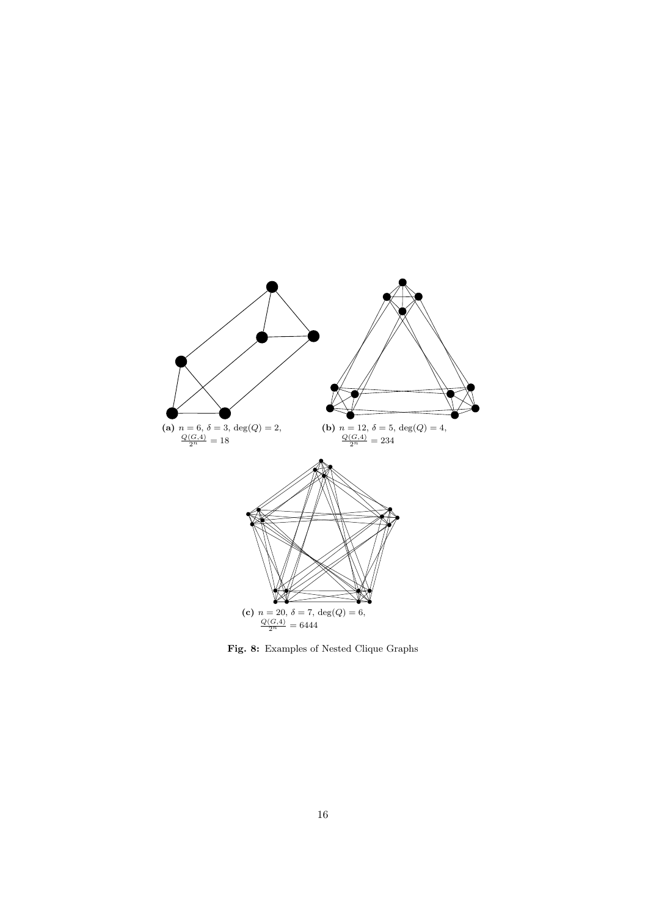**(a)** $n = 6$, $\delta = 3$, $\deg(Q) = 2$, $\frac{Q(G,4)}{2^n} = 18$

**(b)** $n = 12$, $\delta = 5$, $\deg(Q) = 4$, $\frac{Q(G,4)}{2^n} = 234$

**(c)** $n = 20$, $\delta = 7$, $\deg(Q) = 6$, $\frac{Q(G,4)}{2^n} = 6444$

**Fig. 8:** Examples of Nested Clique Graphs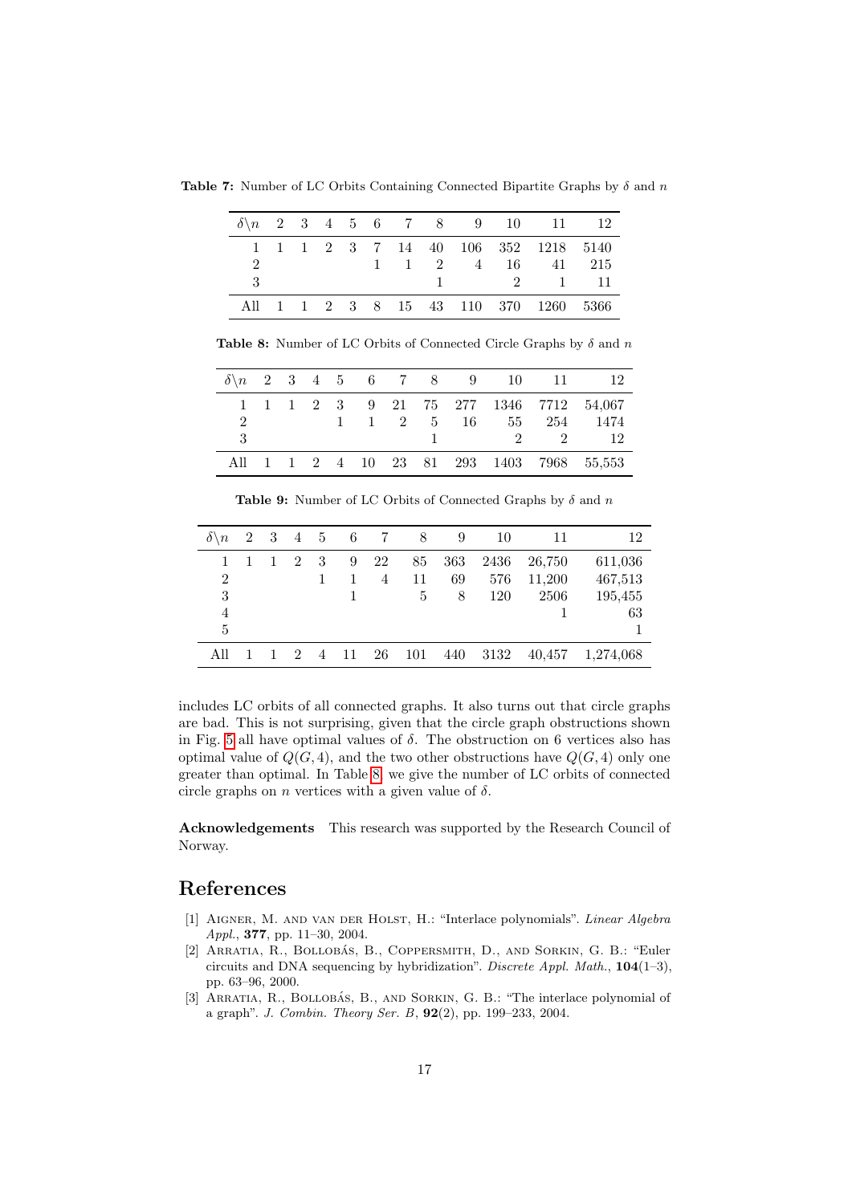**Table 7:** Number of LC Orbits Containing Connected Bipartite Graphs by $\delta$ and $n$

| $\delta\backslash n$ | 2 | 3 | 4 | 5 | 6 | 7 | 8 | 9 | 10 | 11 | 12 |
|---|---|---|---|---|---|---|---|---|---|---|---|
| 1 | 1 | 1 | 2 | 3 | 7 | 14 | 40 | 106 | 352 | 1218 | 5140 |
| 2 | | | | | 1 | 1 | 2 | 4 | 16 | 41 | 215 |
| 3 | | | | | | | 1 | | 2 | 1 | 11 |
| All | 1 | 1 | 2 | 3 | 8 | 15 | 43 | 110 | 370 | 1260 | 5366 |

**Table 8:** Number of LC Orbits of Connected Circle Graphs by $\delta$ and $n$

| $\delta\backslash n$ | 2 | 3 | 4 | 5 | 6 | 7 | 8 | 9 | 10 | 11 | 12 |
|---|---|---|---|---|---|---|---|---|---|---|---|
| 1 | 1 | 1 | 2 | 3 | 9 | 21 | 75 | 277 | 1346 | 7712 | 54,067 |
| 2 | | | | 1 | 1 | 2 | 5 | 16 | 55 | 254 | 1474 |
| 3 | | | | | | | 1 | | 2 | 2 | 12 |
| All | 1 | 1 | 2 | 4 | 10 | 23 | 81 | 293 | 1403 | 7968 | 55,553 |

**Table 9:** Number of LC Orbits of Connected Graphs by $\delta$ and $n$

| $\delta\backslash n$ | 2 | 3 | 4 | 5 | 6 | 7 | 8 | 9 | 10 | 11 | 12 |
|---|---|---|---|---|---|---|---|---|---|---|---|
| 1 | 1 | 1 | 2 | 3 | 9 | 22 | 85 | 363 | 2436 | 26,750 | 611,036 |
| 2 | | | | 1 | 1 | 4 | 11 | 69 | 576 | 11,200 | 467,513 |
| 3 | | | | | 1 | | 5 | 8 | 120 | 2506 | 195,455 |
| 4 | | | | | | | | | | 1 | 63 |
| 5 | | | | | | | | | | | 1 |
| All | 1 | 1 | 2 | 4 | 11 | 26 | 101 | 440 | 3132 | 40,457 | 1,274,068 |

includes LC orbits of all connected graphs. It also turns out that circle graphs are bad. This is not surprising, given that the circle graph obstructions shown in Fig. 5 all have optimal values of $\delta$. The obstruction on 6 vertices also has optimal value of $Q(G,4)$, and the two other obstructions have $Q(G,4)$ only one greater than optimal. In Table 8, we give the number of LC orbits of connected circle graphs on $n$ vertices with a given value of $\delta$.

**Acknowledgements** This research was supported by the Research Council of Norway.

# References

[1] Aigner, M. and van der Holst, H.: "Interlace polynomials". *Linear Algebra Appl.*, **377**, pp. 11–30, 2004.

[2] Arratia, R., Bollobás, B., Coppersmith, D., and Sorkin, G. B.: "Euler circuits and DNA sequencing by hybridization". *Discrete Appl. Math.*, **104**(1–3), pp. 63–96, 2000.

[3] Arratia, R., Bollobás, B., and Sorkin, G. B.: "The interlace polynomial of a graph". *J. Combin. Theory Ser. B*, **92**(2), pp. 199–233, 2004.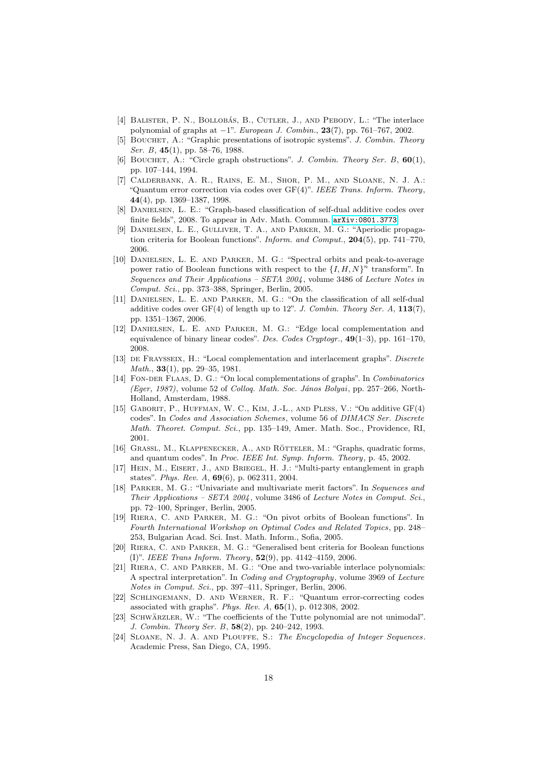[4] Balister, P. N., Bollobás, B., Cutler, J., and Pebody, L.: "The interlace polynomial of graphs at $-1$". *European J. Combin.*, **23**(7), pp. 761–767, 2002.

[5] Bouchet, A.: "Graphic presentations of isotropic systems". *J. Combin. Theory Ser. B*, **45**(1), pp. 58–76, 1988.

[6] Bouchet, A.: "Circle graph obstructions". *J. Combin. Theory Ser. B*, **60**(1), pp. 107–144, 1994.

[7] Calderbank, A. R., Rains, E. M., Shor, P. M., and Sloane, N. J. A.: "Quantum error correction via codes over GF(4)". *IEEE Trans. Inform. Theory*, **44**(4), pp. 1369–1387, 1998.

[8] Danielsen, L. E.: "Graph-based classification of self-dual additive codes over finite fields", 2008. To appear in Adv. Math. Commun. arXiv:0801.3773

[9] Danielsen, L. E., Gulliver, T. A., and Parker, M. G.: "Aperiodic propagation criteria for Boolean functions". *Inform. and Comput.*, **204**(5), pp. 741–770, 2006.

[10] Danielsen, L. E. and Parker, M. G.: "Spectral orbits and peak-to-average power ratio of Boolean functions with respect to the $\{I, H, N\}^n$ transform". In *Sequences and Their Applications – SETA 2004*, volume 3486 of *Lecture Notes in Comput. Sci.*, pp. 373–388, Springer, Berlin, 2005.

[11] Danielsen, L. E. and Parker, M. G.: "On the classification of all self-dual additive codes over GF(4) of length up to 12". *J. Combin. Theory Ser. A*, **113**(7), pp. 1351–1367, 2006.

[12] Danielsen, L. E. and Parker, M. G.: "Edge local complementation and equivalence of binary linear codes". *Des. Codes Cryptogr.*, **49**(1–3), pp. 161–170, 2008.

[13] de Fraysseix, H.: "Local complementation and interlacement graphs". *Discrete Math.*, **33**(1), pp. 29–35, 1981.

[14] Fon-der Flaas, D. G.: "On local complementations of graphs". In *Combinatorics (Eger, 1987)*, volume 52 of *Colloq. Math. Soc. János Bolyai*, pp. 257–266, North-Holland, Amsterdam, 1988.

[15] Gaborit, P., Huffman, W. C., Kim, J.-L., and Pless, V.: "On additive GF(4) codes". In *Codes and Association Schemes*, volume 56 of *DIMACS Ser. Discrete Math. Theoret. Comput. Sci.*, pp. 135–149, Amer. Math. Soc., Providence, RI, 2001.

[16] Grassl, M., Klappenecker, A., and Rötteler, M.: "Graphs, quadratic forms, and quantum codes". In *Proc. IEEE Int. Symp. Inform. Theory*, p. 45, 2002.

[17] Hein, M., Eisert, J., and Briegel, H. J.: "Multi-party entanglement in graph states". *Phys. Rev. A*, **69**(6), p. 062 311, 2004.

[18] Parker, M. G.: "Univariate and multivariate merit factors". In *Sequences and Their Applications – SETA 2004*, volume 3486 of *Lecture Notes in Comput. Sci.*, pp. 72–100, Springer, Berlin, 2005.

[19] Riera, C. and Parker, M. G.: "On pivot orbits of Boolean functions". In *Fourth International Workshop on Optimal Codes and Related Topics*, pp. 248–253, Bulgarian Acad. Sci. Inst. Math. Inform., Sofia, 2005.

[20] Riera, C. and Parker, M. G.: "Generalised bent criteria for Boolean functions (I)". *IEEE Trans Inform. Theory*, **52**(9), pp. 4142–4159, 2006.

[21] Riera, C. and Parker, M. G.: "One and two-variable interlace polynomials: A spectral interpretation". In *Coding and Cryptography*, volume 3969 of *Lecture Notes in Comput. Sci.*, pp. 397–411, Springer, Berlin, 2006.

[22] Schlingemann, D. and Werner, R. F.: "Quantum error-correcting codes associated with graphs". *Phys. Rev. A*, **65**(1), p. 012 308, 2002.

[23] Schwärzler, W.: "The coefficients of the Tutte polynomial are not unimodal". *J. Combin. Theory Ser. B*, **58**(2), pp. 240–242, 1993.

[24] Sloane, N. J. A. and Plouffe, S.: *The Encyclopedia of Integer Sequences*. Academic Press, San Diego, CA, 1995.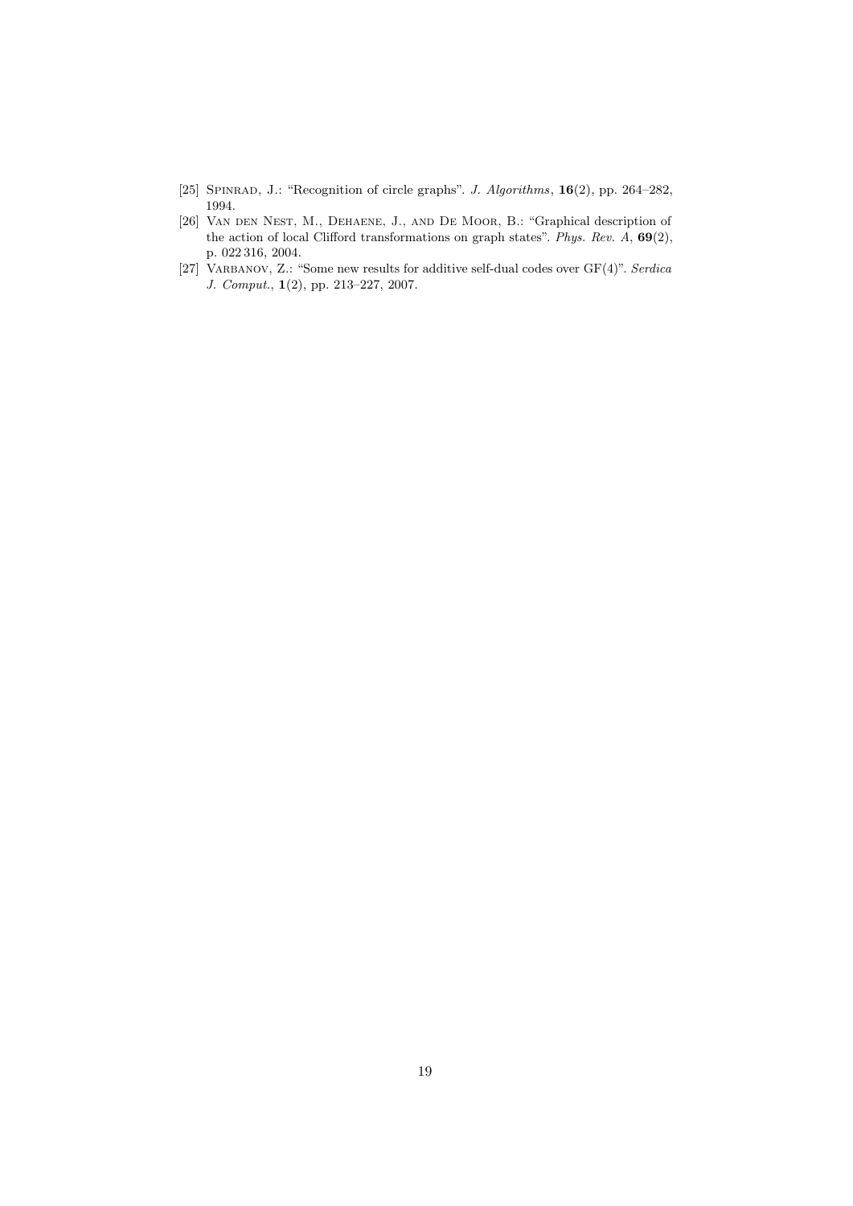[25] Spinrad, J.: "Recognition of circle graphs". *J. Algorithms*, **16**(2), pp. 264–282, 1994.

[26] Van den Nest, M., Dehaene, J., and De Moor, B.: "Graphical description of the action of local Clifford transformations on graph states". *Phys. Rev. A*, **69**(2), p. 022 316, 2004.

[27] Varbanov, Z.: "Some new results for additive self-dual codes over GF(4)". *Serdica J. Comput.*, **1**(2), pp. 213–227, 2007.